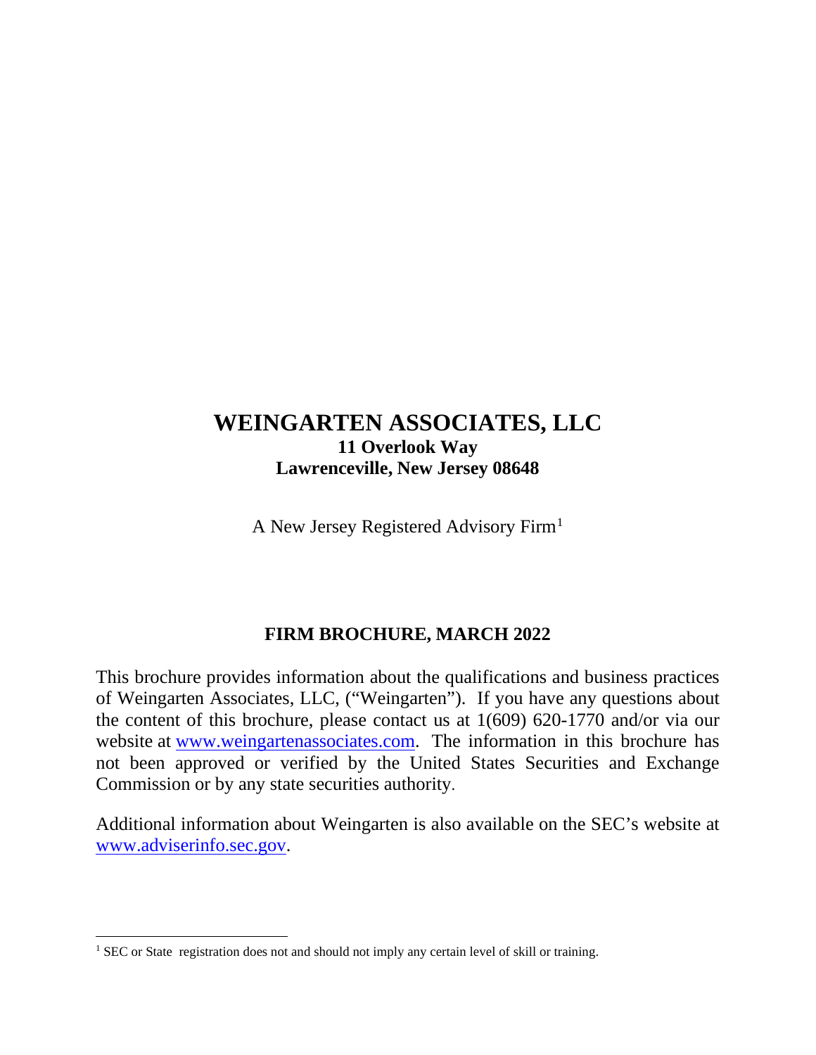# WEINGARTEN ASSOCIATES, LLC

**11 Overlook Way**
**Lawrenceville, New Jersey 08648**

A New Jersey Registered Advisory Firm[1]

## FIRM BROCHURE, MARCH 2022

This brochure provides information about the qualifications and business practices of Weingarten Associates, LLC, ("Weingarten"). If you have any questions about the content of this brochure, please contact us at 1(609) 620-1770 and/or via our website at www.weingartenassociates.com. The information in this brochure has not been approved or verified by the United States Securities and Exchange Commission or by any state securities authority.

Additional information about Weingarten is also available on the SEC's website at www.adviserinfo.sec.gov.

---

[1] SEC or State registration does not and should not imply any certain level of skill or training.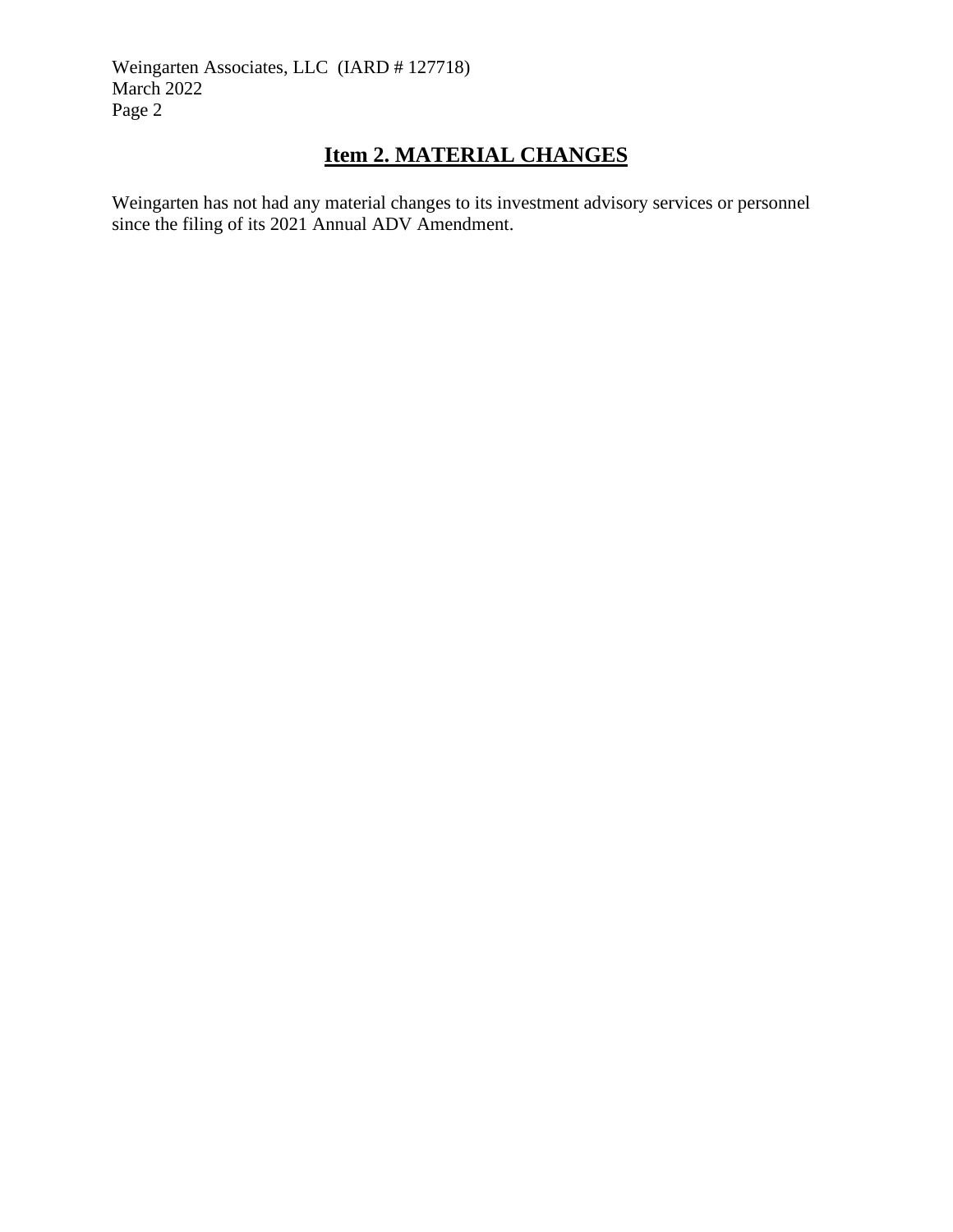## Item 2. MATERIAL CHANGES

Weingarten has not had any material changes to its investment advisory services or personnel since the filing of its 2021 Annual ADV Amendment.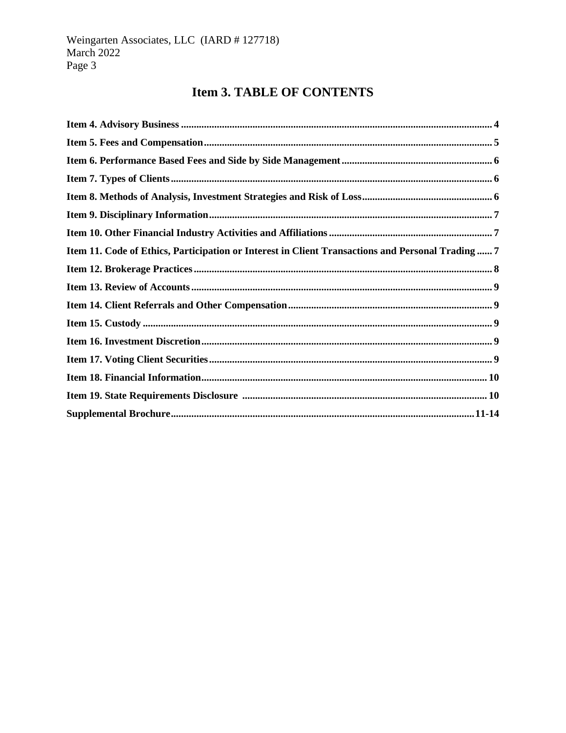# Item 3. TABLE OF CONTENTS

| Section | Page |
|---|---|
| **Item 4. Advisory Business** | **4** |
| **Item 5. Fees and Compensation** | **5** |
| **Item 6. Performance Based Fees and Side by Side Management** | **6** |
| **Item 7. Types of Clients** | **6** |
| **Item 8. Methods of Analysis, Investment Strategies and Risk of Loss** | **6** |
| **Item 9. Disciplinary Information** | **7** |
| **Item 10. Other Financial Industry Activities and Affiliations** | **7** |
| **Item 11. Code of Ethics, Participation or Interest in Client Transactions and Personal Trading** | **7** |
| **Item 12. Brokerage Practices** | **8** |
| **Item 13. Review of Accounts** | **9** |
| **Item 14. Client Referrals and Other Compensation** | **9** |
| **Item 15. Custody** | **9** |
| **Item 16. Investment Discretion** | **9** |
| **Item 17. Voting Client Securities** | **9** |
| **Item 18. Financial Information** | **10** |
| **Item 19. State Requirements Disclosure** | **10** |
| **Supplemental Brochure** | **11-14** |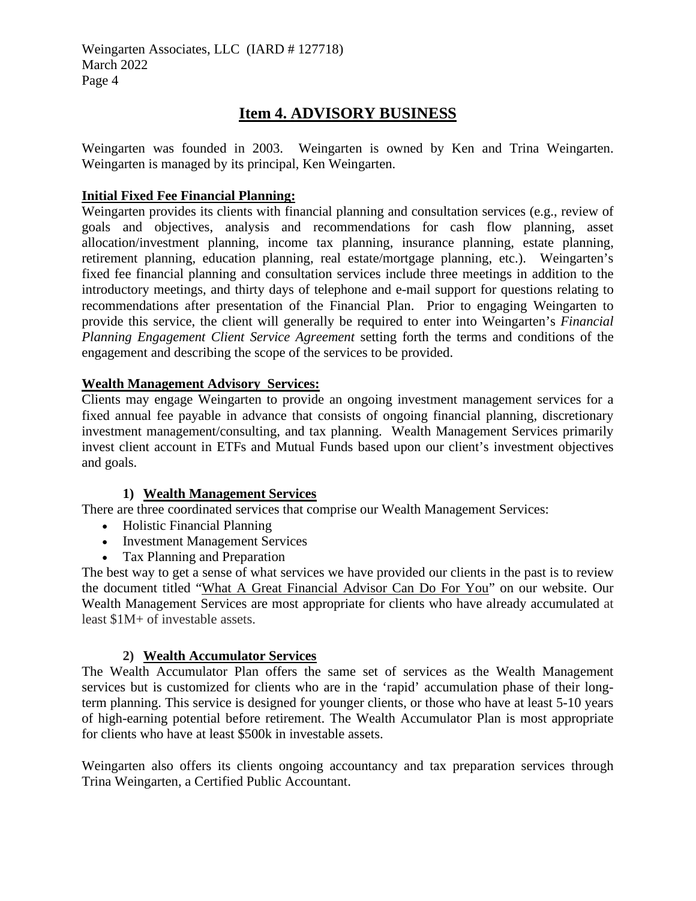## Item 4. ADVISORY BUSINESS

Weingarten was founded in 2003. Weingarten is owned by Ken and Trina Weingarten. Weingarten is managed by its principal, Ken Weingarten.

**Initial Fixed Fee Financial Planning:**

Weingarten provides its clients with financial planning and consultation services (e.g., review of goals and objectives, analysis and recommendations for cash flow planning, asset allocation/investment planning, income tax planning, insurance planning, estate planning, retirement planning, education planning, real estate/mortgage planning, etc.). Weingarten's fixed fee financial planning and consultation services include three meetings in addition to the introductory meetings, and thirty days of telephone and e-mail support for questions relating to recommendations after presentation of the Financial Plan. Prior to engaging Weingarten to provide this service, the client will generally be required to enter into Weingarten's *Financial Planning Engagement Client Service Agreement* setting forth the terms and conditions of the engagement and describing the scope of the services to be provided.

**Wealth Management Advisory Services:**

Clients may engage Weingarten to provide an ongoing investment management services for a fixed annual fee payable in advance that consists of ongoing financial planning, discretionary investment management/consulting, and tax planning. Wealth Management Services primarily invest client account in ETFs and Mutual Funds based upon our client's investment objectives and goals.

**1) Wealth Management Services**

There are three coordinated services that comprise our Wealth Management Services:

- Holistic Financial Planning
- Investment Management Services
- Tax Planning and Preparation

The best way to get a sense of what services we have provided our clients in the past is to review the document titled "What A Great Financial Advisor Can Do For You" on our website. Our Wealth Management Services are most appropriate for clients who have already accumulated at least $1M+ of investable assets.

**2) Wealth Accumulator Services**

The Wealth Accumulator Plan offers the same set of services as the Wealth Management services but is customized for clients who are in the 'rapid' accumulation phase of their long-term planning. This service is designed for younger clients, or those who have at least 5-10 years of high-earning potential before retirement. The Wealth Accumulator Plan is most appropriate for clients who have at least $500k in investable assets.

Weingarten also offers its clients ongoing accountancy and tax preparation services through Trina Weingarten, a Certified Public Accountant.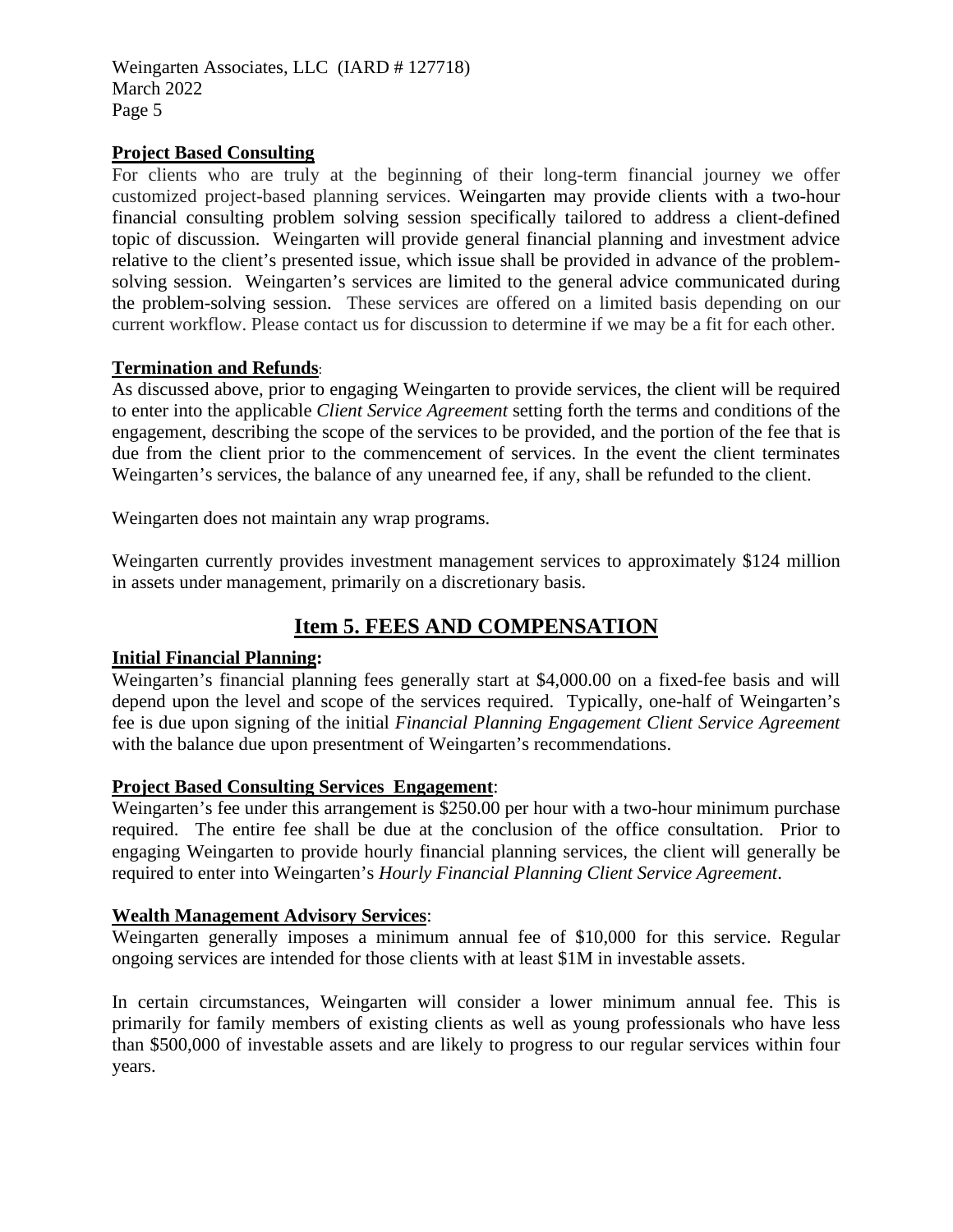**Project Based Consulting**

For clients who are truly at the beginning of their long-term financial journey we offer customized project-based planning services. Weingarten may provide clients with a two-hour financial consulting problem solving session specifically tailored to address a client-defined topic of discussion. Weingarten will provide general financial planning and investment advice relative to the client's presented issue, which issue shall be provided in advance of the problem-solving session. Weingarten's services are limited to the general advice communicated during the problem-solving session. These services are offered on a limited basis depending on our current workflow. Please contact us for discussion to determine if we may be a fit for each other.

**Termination and Refunds**:

As discussed above, prior to engaging Weingarten to provide services, the client will be required to enter into the applicable *Client Service Agreement* setting forth the terms and conditions of the engagement, describing the scope of the services to be provided, and the portion of the fee that is due from the client prior to the commencement of services. In the event the client terminates Weingarten's services, the balance of any unearned fee, if any, shall be refunded to the client.

Weingarten does not maintain any wrap programs.

Weingarten currently provides investment management services to approximately $124 million in assets under management, primarily on a discretionary basis.

## Item 5. FEES AND COMPENSATION

**Initial Financial Planning:**

Weingarten's financial planning fees generally start at $4,000.00 on a fixed-fee basis and will depend upon the level and scope of the services required. Typically, one-half of Weingarten's fee is due upon signing of the initial *Financial Planning Engagement Client Service Agreement* with the balance due upon presentment of Weingarten's recommendations.

**Project Based Consulting Services Engagement**:

Weingarten's fee under this arrangement is $250.00 per hour with a two-hour minimum purchase required. The entire fee shall be due at the conclusion of the office consultation. Prior to engaging Weingarten to provide hourly financial planning services, the client will generally be required to enter into Weingarten's *Hourly Financial Planning Client Service Agreement*.

**Wealth Management Advisory Services**:

Weingarten generally imposes a minimum annual fee of $10,000 for this service. Regular ongoing services are intended for those clients with at least $1M in investable assets.

In certain circumstances, Weingarten will consider a lower minimum annual fee. This is primarily for family members of existing clients as well as young professionals who have less than $500,000 of investable assets and are likely to progress to our regular services within four years.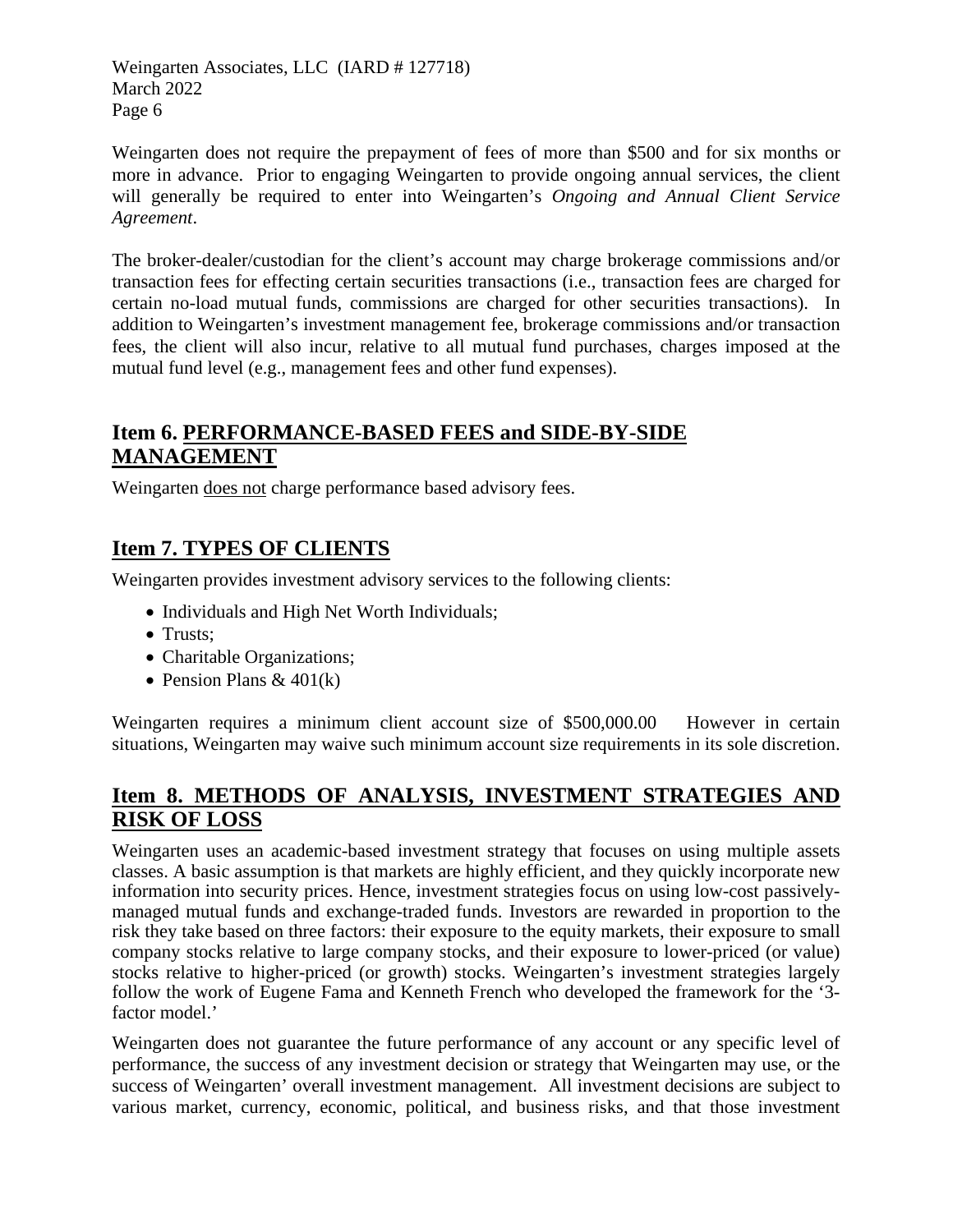Weingarten does not require the prepayment of fees of more than $500 and for six months or more in advance. Prior to engaging Weingarten to provide ongoing annual services, the client will generally be required to enter into Weingarten's *Ongoing and Annual Client Service Agreement*.

The broker-dealer/custodian for the client's account may charge brokerage commissions and/or transaction fees for effecting certain securities transactions (i.e., transaction fees are charged for certain no-load mutual funds, commissions are charged for other securities transactions). In addition to Weingarten's investment management fee, brokerage commissions and/or transaction fees, the client will also incur, relative to all mutual fund purchases, charges imposed at the mutual fund level (e.g., management fees and other fund expenses).

## Item 6. PERFORMANCE-BASED FEES and SIDE-BY-SIDE MANAGEMENT

Weingarten does not charge performance based advisory fees.

## Item 7. TYPES OF CLIENTS

Weingarten provides investment advisory services to the following clients:

- Individuals and High Net Worth Individuals;
- Trusts;
- Charitable Organizations;
- Pension Plans & 401(k)

Weingarten requires a minimum client account size of $500,000.00 However in certain situations, Weingarten may waive such minimum account size requirements in its sole discretion.

## Item 8. METHODS OF ANALYSIS, INVESTMENT STRATEGIES AND RISK OF LOSS

Weingarten uses an academic-based investment strategy that focuses on using multiple assets classes. A basic assumption is that markets are highly efficient, and they quickly incorporate new information into security prices. Hence, investment strategies focus on using low-cost passively-managed mutual funds and exchange-traded funds. Investors are rewarded in proportion to the risk they take based on three factors: their exposure to the equity markets, their exposure to small company stocks relative to large company stocks, and their exposure to lower-priced (or value) stocks relative to higher-priced (or growth) stocks. Weingarten's investment strategies largely follow the work of Eugene Fama and Kenneth French who developed the framework for the '3-factor model.'

Weingarten does not guarantee the future performance of any account or any specific level of performance, the success of any investment decision or strategy that Weingarten may use, or the success of Weingarten' overall investment management. All investment decisions are subject to various market, currency, economic, political, and business risks, and that those investment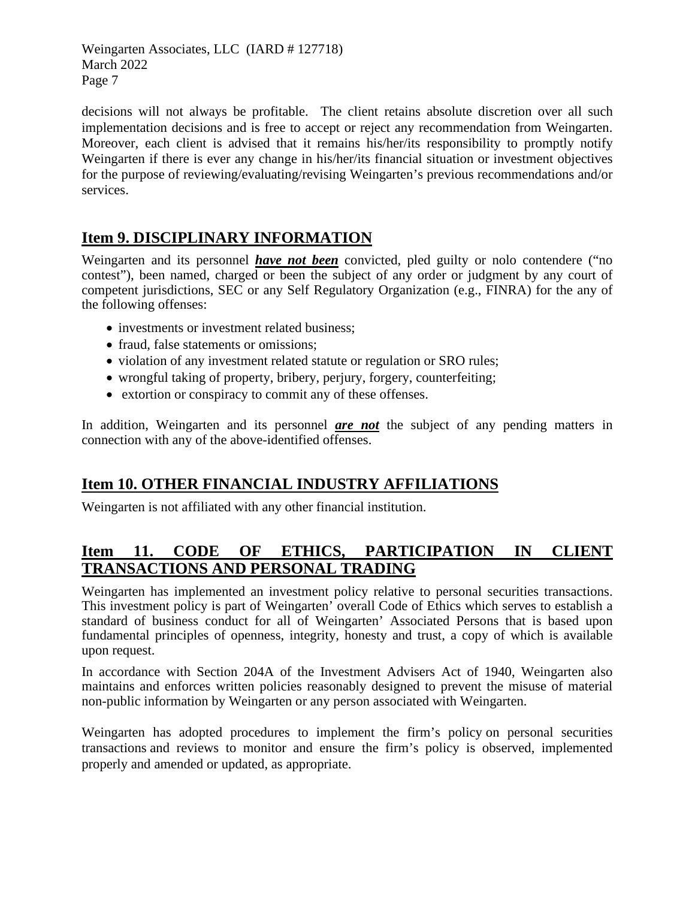decisions will not always be profitable. The client retains absolute discretion over all such implementation decisions and is free to accept or reject any recommendation from Weingarten. Moreover, each client is advised that it remains his/her/its responsibility to promptly notify Weingarten if there is ever any change in his/her/its financial situation or investment objectives for the purpose of reviewing/evaluating/revising Weingarten's previous recommendations and/or services.

## Item 9. DISCIPLINARY INFORMATION

Weingarten and its personnel ***have not been*** convicted, pled guilty or nolo contendere ("no contest"), been named, charged or been the subject of any order or judgment by any court of competent jurisdictions, SEC or any Self Regulatory Organization (e.g., FINRA) for the any of the following offenses:

- investments or investment related business;
- fraud, false statements or omissions;
- violation of any investment related statute or regulation or SRO rules;
- wrongful taking of property, bribery, perjury, forgery, counterfeiting;
- extortion or conspiracy to commit any of these offenses.

In addition, Weingarten and its personnel ***are not*** the subject of any pending matters in connection with any of the above-identified offenses.

## Item 10. OTHER FINANCIAL INDUSTRY AFFILIATIONS

Weingarten is not affiliated with any other financial institution.

## Item 11. CODE OF ETHICS, PARTICIPATION IN CLIENT TRANSACTIONS AND PERSONAL TRADING

Weingarten has implemented an investment policy relative to personal securities transactions. This investment policy is part of Weingarten' overall Code of Ethics which serves to establish a standard of business conduct for all of Weingarten' Associated Persons that is based upon fundamental principles of openness, integrity, honesty and trust, a copy of which is available upon request.

In accordance with Section 204A of the Investment Advisers Act of 1940, Weingarten also maintains and enforces written policies reasonably designed to prevent the misuse of material non-public information by Weingarten or any person associated with Weingarten.

Weingarten has adopted procedures to implement the firm's policy on personal securities transactions and reviews to monitor and ensure the firm's policy is observed, implemented properly and amended or updated, as appropriate.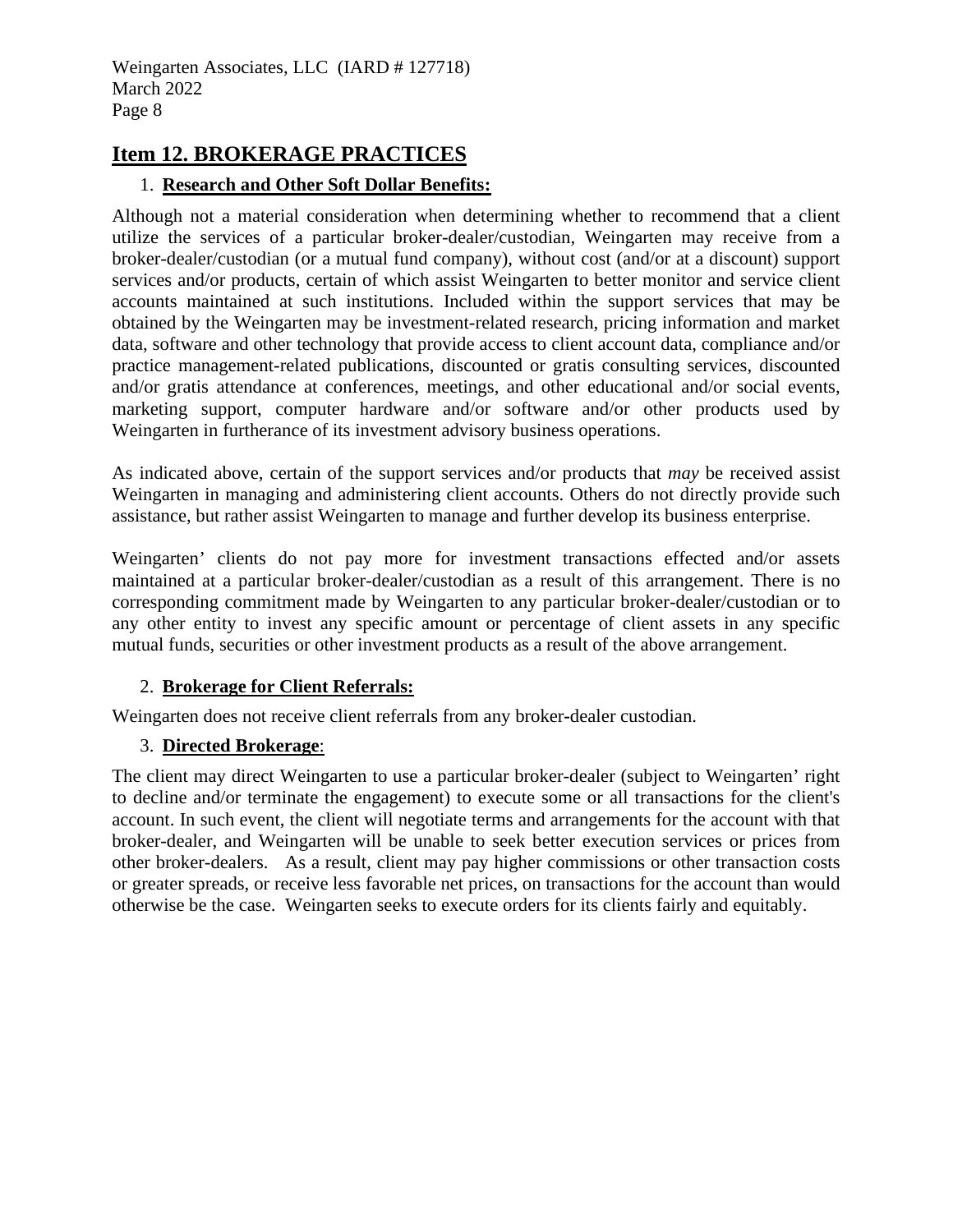## Item 12. BROKERAGE PRACTICES

1. **Research and Other Soft Dollar Benefits:**

Although not a material consideration when determining whether to recommend that a client utilize the services of a particular broker-dealer/custodian, Weingarten may receive from a broker-dealer/custodian (or a mutual fund company), without cost (and/or at a discount) support services and/or products, certain of which assist Weingarten to better monitor and service client accounts maintained at such institutions. Included within the support services that may be obtained by the Weingarten may be investment-related research, pricing information and market data, software and other technology that provide access to client account data, compliance and/or practice management-related publications, discounted or gratis consulting services, discounted and/or gratis attendance at conferences, meetings, and other educational and/or social events, marketing support, computer hardware and/or software and/or other products used by Weingarten in furtherance of its investment advisory business operations.

As indicated above, certain of the support services and/or products that *may* be received assist Weingarten in managing and administering client accounts. Others do not directly provide such assistance, but rather assist Weingarten to manage and further develop its business enterprise.

Weingarten' clients do not pay more for investment transactions effected and/or assets maintained at a particular broker-dealer/custodian as a result of this arrangement. There is no corresponding commitment made by Weingarten to any particular broker-dealer/custodian or to any other entity to invest any specific amount or percentage of client assets in any specific mutual funds, securities or other investment products as a result of the above arrangement.

2. **Brokerage for Client Referrals:**

Weingarten does not receive client referrals from any broker-dealer custodian.

3. **Directed Brokerage**:

The client may direct Weingarten to use a particular broker-dealer (subject to Weingarten' right to decline and/or terminate the engagement) to execute some or all transactions for the client's account. In such event, the client will negotiate terms and arrangements for the account with that broker-dealer, and Weingarten will be unable to seek better execution services or prices from other broker-dealers. As a result, client may pay higher commissions or other transaction costs or greater spreads, or receive less favorable net prices, on transactions for the account than would otherwise be the case. Weingarten seeks to execute orders for its clients fairly and equitably.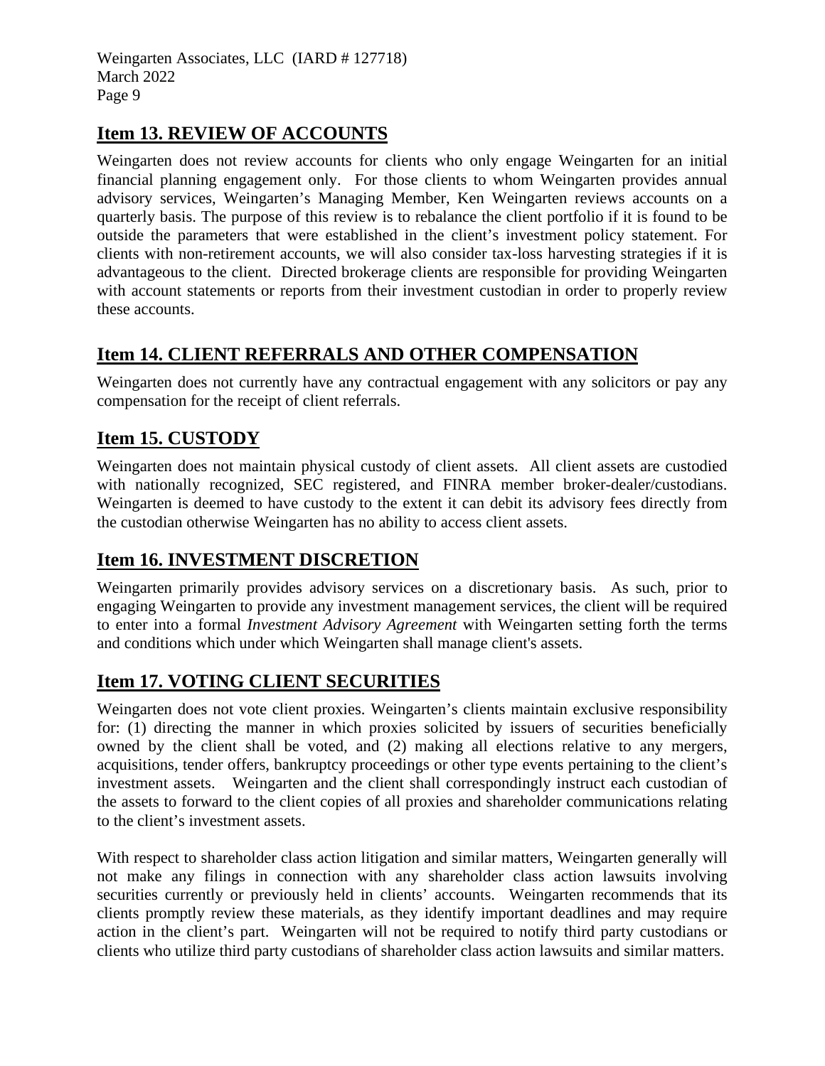## Item 13. REVIEW OF ACCOUNTS

Weingarten does not review accounts for clients who only engage Weingarten for an initial financial planning engagement only. For those clients to whom Weingarten provides annual advisory services, Weingarten's Managing Member, Ken Weingarten reviews accounts on a quarterly basis. The purpose of this review is to rebalance the client portfolio if it is found to be outside the parameters that were established in the client's investment policy statement. For clients with non-retirement accounts, we will also consider tax-loss harvesting strategies if it is advantageous to the client. Directed brokerage clients are responsible for providing Weingarten with account statements or reports from their investment custodian in order to properly review these accounts.

## Item 14. CLIENT REFERRALS AND OTHER COMPENSATION

Weingarten does not currently have any contractual engagement with any solicitors or pay any compensation for the receipt of client referrals.

## Item 15. CUSTODY

Weingarten does not maintain physical custody of client assets. All client assets are custodied with nationally recognized, SEC registered, and FINRA member broker-dealer/custodians. Weingarten is deemed to have custody to the extent it can debit its advisory fees directly from the custodian otherwise Weingarten has no ability to access client assets.

## Item 16. INVESTMENT DISCRETION

Weingarten primarily provides advisory services on a discretionary basis. As such, prior to engaging Weingarten to provide any investment management services, the client will be required to enter into a formal *Investment Advisory Agreement* with Weingarten setting forth the terms and conditions which under which Weingarten shall manage client's assets.

## Item 17. VOTING CLIENT SECURITIES

Weingarten does not vote client proxies. Weingarten's clients maintain exclusive responsibility for: (1) directing the manner in which proxies solicited by issuers of securities beneficially owned by the client shall be voted, and (2) making all elections relative to any mergers, acquisitions, tender offers, bankruptcy proceedings or other type events pertaining to the client's investment assets. Weingarten and the client shall correspondingly instruct each custodian of the assets to forward to the client copies of all proxies and shareholder communications relating to the client's investment assets.

With respect to shareholder class action litigation and similar matters, Weingarten generally will not make any filings in connection with any shareholder class action lawsuits involving securities currently or previously held in clients' accounts. Weingarten recommends that its clients promptly review these materials, as they identify important deadlines and may require action in the client's part. Weingarten will not be required to notify third party custodians or clients who utilize third party custodians of shareholder class action lawsuits and similar matters.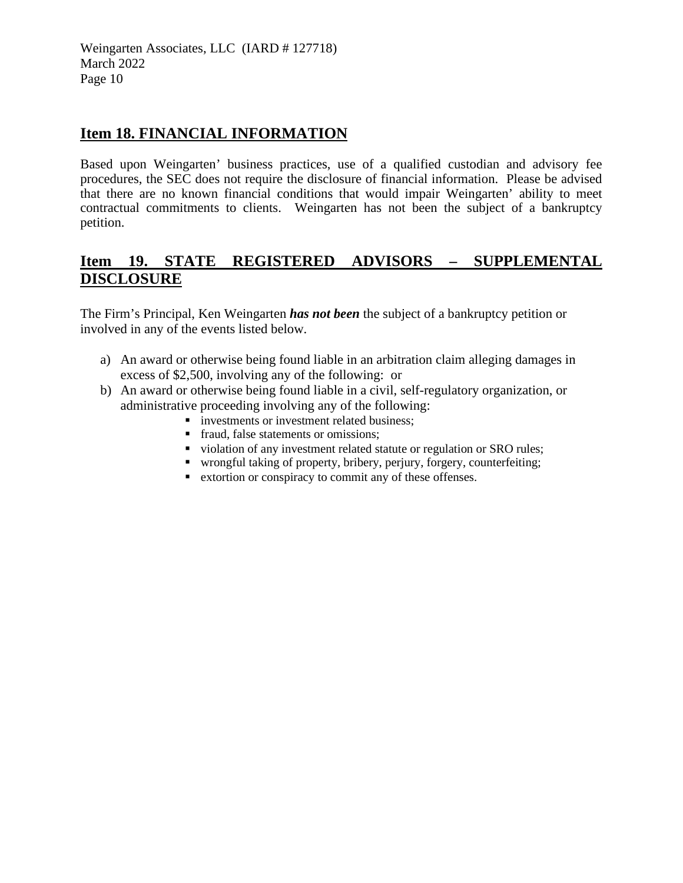## Item 18. FINANCIAL INFORMATION

Based upon Weingarten' business practices, use of a qualified custodian and advisory fee procedures, the SEC does not require the disclosure of financial information. Please be advised that there are no known financial conditions that would impair Weingarten' ability to meet contractual commitments to clients. Weingarten has not been the subject of a bankruptcy petition.

## Item 19. STATE REGISTERED ADVISORS – SUPPLEMENTAL DISCLOSURE

The Firm's Principal, Ken Weingarten ***has not been*** the subject of a bankruptcy petition or involved in any of the events listed below.

a) An award or otherwise being found liable in an arbitration claim alleging damages in excess of $2,500, involving any of the following: or
b) An award or otherwise being found liable in a civil, self-regulatory organization, or administrative proceeding involving any of the following:
   - investments or investment related business;
   - fraud, false statements or omissions;
   - violation of any investment related statute or regulation or SRO rules;
   - wrongful taking of property, bribery, perjury, forgery, counterfeiting;
   - extortion or conspiracy to commit any of these offenses.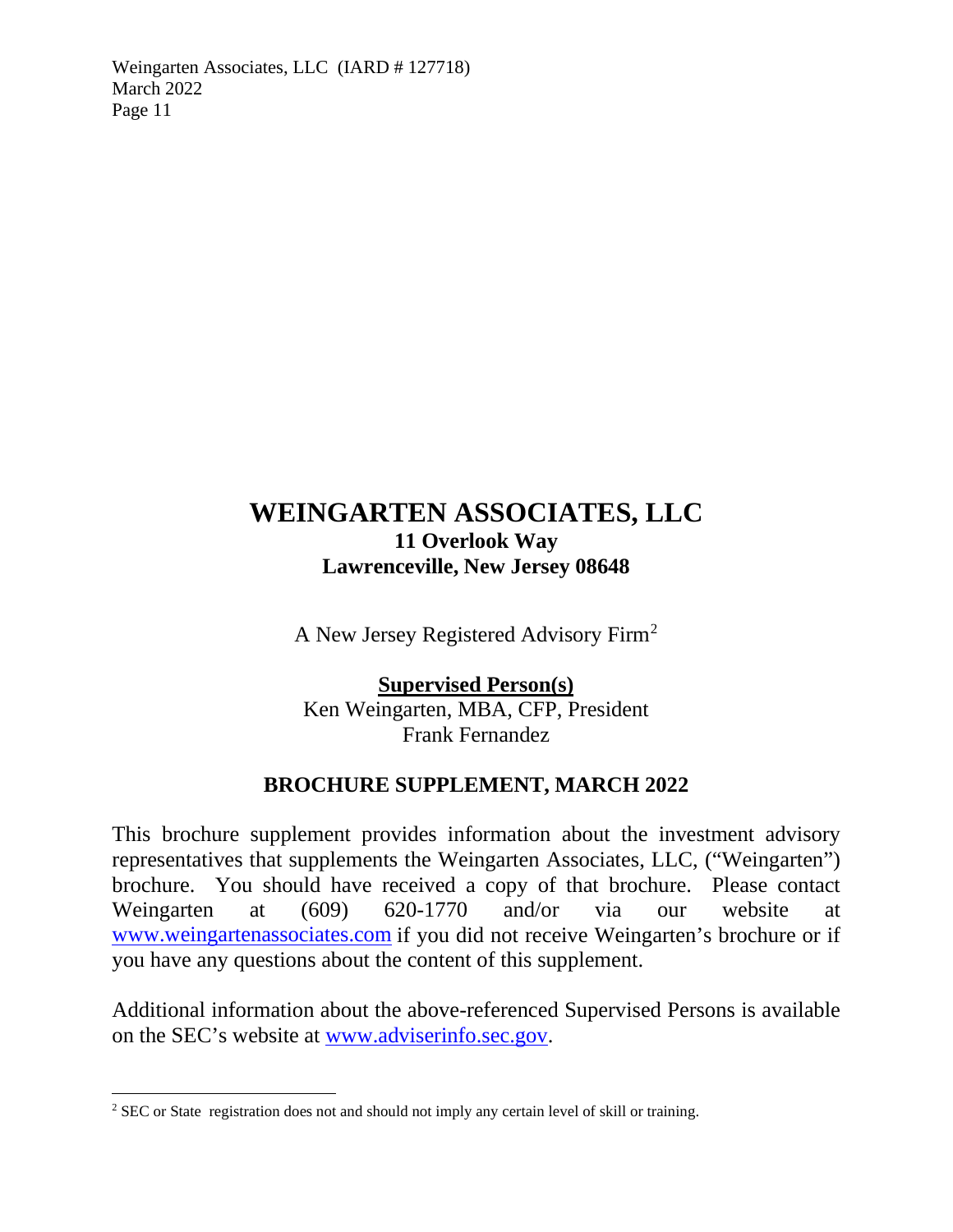# WEINGARTEN ASSOCIATES, LLC

**11 Overlook Way**
**Lawrenceville, New Jersey 08648**

A New Jersey Registered Advisory Firm[2]

**Supervised Person(s)**

Ken Weingarten, MBA, CFP, President
Frank Fernandez

## BROCHURE SUPPLEMENT, MARCH 2022

This brochure supplement provides information about the investment advisory representatives that supplements the Weingarten Associates, LLC, ("Weingarten") brochure. You should have received a copy of that brochure. Please contact Weingarten at (609) 620-1770 and/or via our website at www.weingartenassociates.com if you did not receive Weingarten's brochure or if you have any questions about the content of this supplement.

Additional information about the above-referenced Supervised Persons is available on the SEC's website at www.adviserinfo.sec.gov.

---

[2] SEC or State registration does not and should not imply any certain level of skill or training.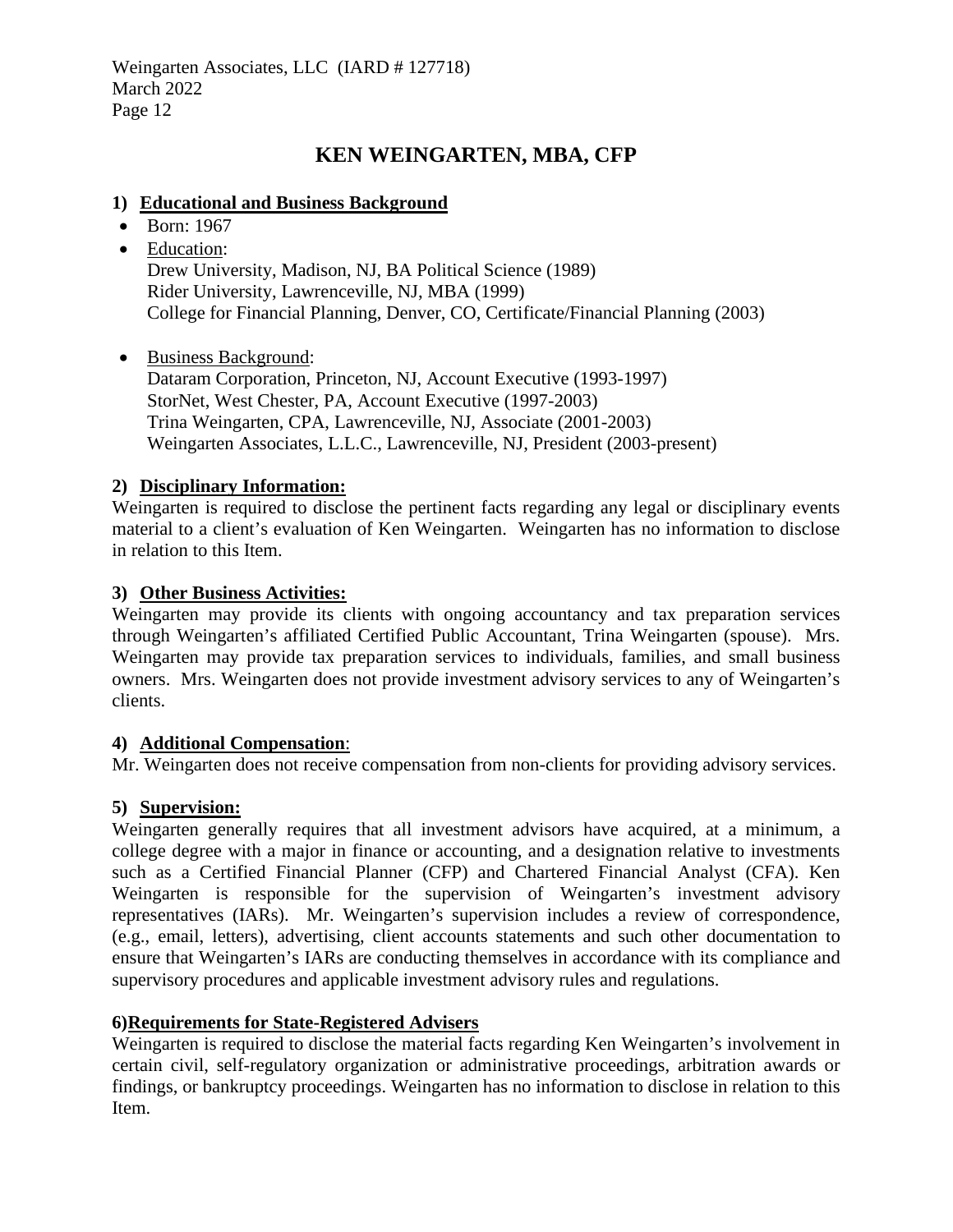# KEN WEINGARTEN, MBA, CFP

### 1) <u>Educational and Business Background</u>

- Born: 1967
- <u>Education</u>:
  Drew University, Madison, NJ, BA Political Science (1989)
  Rider University, Lawrenceville, NJ, MBA (1999)
  College for Financial Planning, Denver, CO, Certificate/Financial Planning (2003)

- <u>Business Background</u>:
  Dataram Corporation, Princeton, NJ, Account Executive (1993-1997)
  StorNet, West Chester, PA, Account Executive (1997-2003)
  Trina Weingarten, CPA, Lawrenceville, NJ, Associate (2001-2003)
  Weingarten Associates, L.L.C., Lawrenceville, NJ, President (2003-present)

### 2) <u>Disciplinary Information:</u>

Weingarten is required to disclose the pertinent facts regarding any legal or disciplinary events material to a client's evaluation of Ken Weingarten. Weingarten has no information to disclose in relation to this Item.

### 3) <u>Other Business Activities:</u>

Weingarten may provide its clients with ongoing accountancy and tax preparation services through Weingarten's affiliated Certified Public Accountant, Trina Weingarten (spouse). Mrs. Weingarten may provide tax preparation services to individuals, families, and small business owners. Mrs. Weingarten does not provide investment advisory services to any of Weingarten's clients.

### 4) <u>Additional Compensation</u>:

Mr. Weingarten does not receive compensation from non-clients for providing advisory services.

### 5) <u>Supervision:</u>

Weingarten generally requires that all investment advisors have acquired, at a minimum, a college degree with a major in finance or accounting, and a designation relative to investments such as a Certified Financial Planner (CFP) and Chartered Financial Analyst (CFA). Ken Weingarten is responsible for the supervision of Weingarten's investment advisory representatives (IARs). Mr. Weingarten's supervision includes a review of correspondence, (e.g., email, letters), advertising, client accounts statements and such other documentation to ensure that Weingarten's IARs are conducting themselves in accordance with its compliance and supervisory procedures and applicable investment advisory rules and regulations.

### 6)<u>Requirements for State-Registered Advisers</u>

Weingarten is required to disclose the material facts regarding Ken Weingarten's involvement in certain civil, self-regulatory organization or administrative proceedings, arbitration awards or findings, or bankruptcy proceedings. Weingarten has no information to disclose in relation to this Item.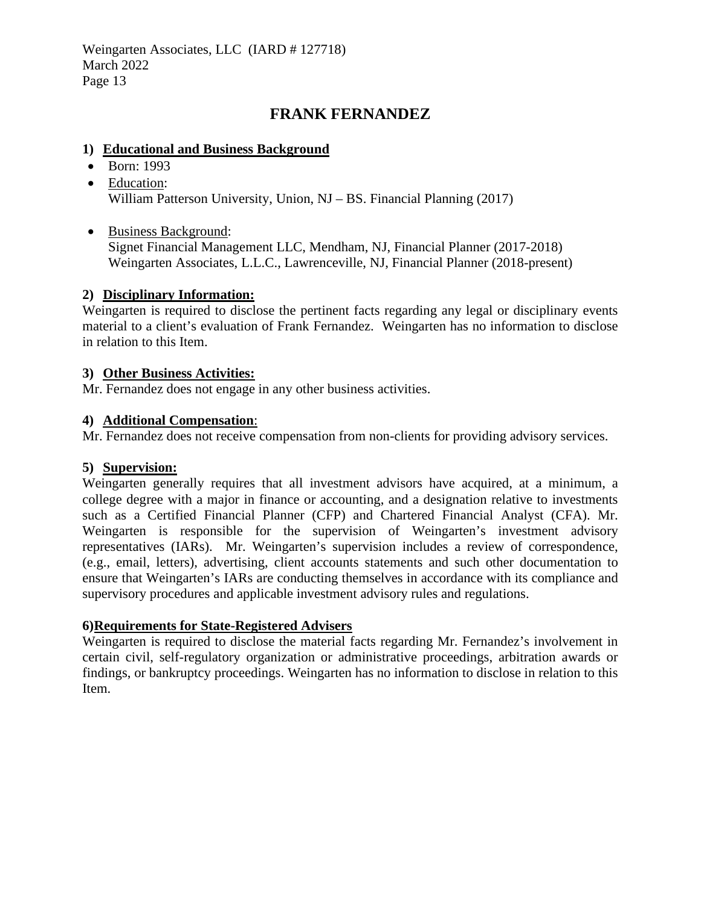# FRANK FERNANDEZ

## 1) Educational and Business Background

- Born: 1993
- Education:
  William Patterson University, Union, NJ – BS. Financial Planning (2017)

- Business Background:
  Signet Financial Management LLC, Mendham, NJ, Financial Planner (2017-2018)
  Weingarten Associates, L.L.C., Lawrenceville, NJ, Financial Planner (2018-present)

## 2) Disciplinary Information:

Weingarten is required to disclose the pertinent facts regarding any legal or disciplinary events material to a client's evaluation of Frank Fernandez. Weingarten has no information to disclose in relation to this Item.

## 3) Other Business Activities:

Mr. Fernandez does not engage in any other business activities.

## 4) Additional Compensation:

Mr. Fernandez does not receive compensation from non-clients for providing advisory services.

## 5) Supervision:

Weingarten generally requires that all investment advisors have acquired, at a minimum, a college degree with a major in finance or accounting, and a designation relative to investments such as a Certified Financial Planner (CFP) and Chartered Financial Analyst (CFA). Mr. Weingarten is responsible for the supervision of Weingarten's investment advisory representatives (IARs). Mr. Weingarten's supervision includes a review of correspondence, (e.g., email, letters), advertising, client accounts statements and such other documentation to ensure that Weingarten's IARs are conducting themselves in accordance with its compliance and supervisory procedures and applicable investment advisory rules and regulations.

## 6) Requirements for State-Registered Advisers

Weingarten is required to disclose the material facts regarding Mr. Fernandez's involvement in certain civil, self-regulatory organization or administrative proceedings, arbitration awards or findings, or bankruptcy proceedings. Weingarten has no information to disclose in relation to this Item.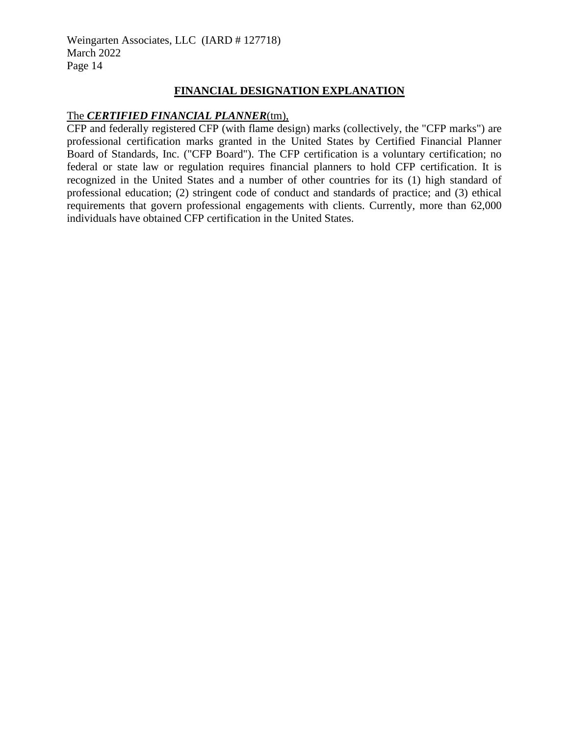## FINANCIAL DESIGNATION EXPLANATION

The ***CERTIFIED FINANCIAL PLANNER***(tm),
CFP and federally registered CFP (with flame design) marks (collectively, the "CFP marks") are professional certification marks granted in the United States by Certified Financial Planner Board of Standards, Inc. ("CFP Board"). The CFP certification is a voluntary certification; no federal or state law or regulation requires financial planners to hold CFP certification. It is recognized in the United States and a number of other countries for its (1) high standard of professional education; (2) stringent code of conduct and standards of practice; and (3) ethical requirements that govern professional engagements with clients. Currently, more than 62,000 individuals have obtained CFP certification in the United States.